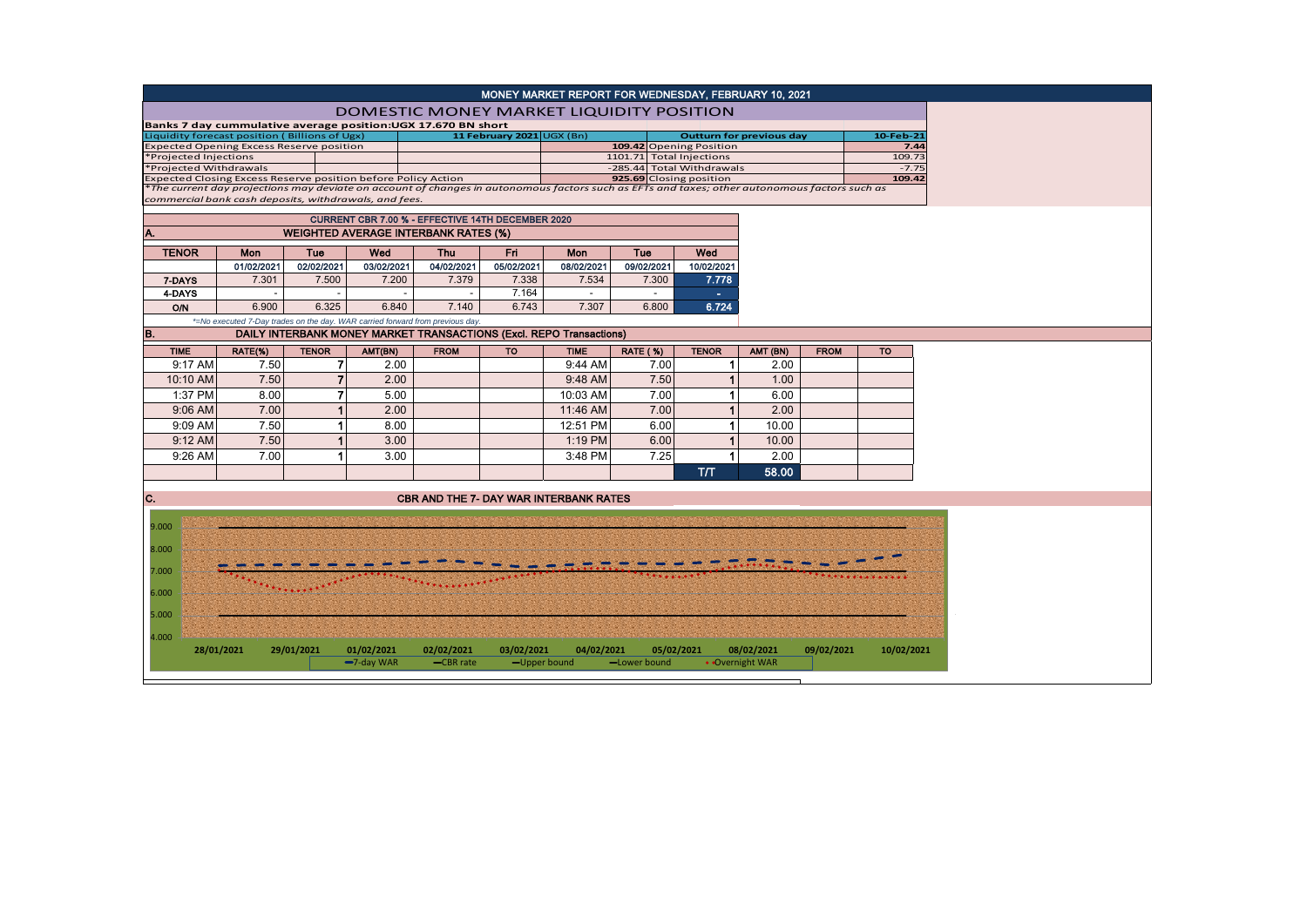# MONEY MARKET REPORT FOR WEDNESDAY, FEBRUARY 10, 2021

## DOMESTIC MONEY MARKET LIQUIDITY POSITION

**Banks 7 day cummulative average position:UGX 17.670 BN short**

| Liquidity forecast position ( Billions of Ugx) | 11 February 2021 | UGX (Bn) | Outturn for previous day | 10-Feb-21 |
|---|---|---|---|---|
| Expected Opening Excess Reserve position | | 109.42 | Opening Position | 7.44 |
| *Projected Injections | | 1101.71 | Total Injections | 109.73 |
| *Projected Withdrawals | | -285.44 | Total Withdrawals | -7.75 |
| Expected Closing Excess Reserve position before Policy Action | | 925.69 | Closing position | 109.42 |

*The current day projections may deviate on account of changes in autonomous factors such as EFTs and taxes; other autonomous factors such as commercial bank cash deposits, withdrawals, and fees.*

### CURRENT CBR 7.00 % - EFFECTIVE 14TH DECEMBER 2020

### A. WEIGHTED AVERAGE INTERBANK RATES (%)

| TENOR | Mon | Tue | Wed | Thu | Fri | Mon | Tue | Wed |
|---|---|---|---|---|---|---|---|---|
| | 01/02/2021 | 02/02/2021 | 03/02/2021 | 04/02/2021 | 05/02/2021 | 08/02/2021 | 09/02/2021 | 10/02/2021 |
| 7-DAYS | 7.301 | 7.500 | 7.200 | 7.379 | 7.338 | 7.534 | 7.300 | 7.778 |
| 4-DAYS | - | - | - | - | 7.164 | - | - | - |
| O/N | 6.900 | 6.325 | 6.840 | 7.140 | 6.743 | 7.307 | 6.800 | 6.724 |

*=No executed 7-Day trades on the day. WAR carried forward from previous day.

### B. DAILY INTERBANK MONEY MARKET TRANSACTIONS (Excl. REPO Transactions)

| TIME | RATE(%) | TENOR | AMT(BN) | FROM | TO | TIME | RATE ( %) | TENOR | AMT (BN) | FROM | TO |
|---|---|---|---|---|---|---|---|---|---|---|---|
| 9:17 AM | 7.50 | 7 | 2.00 | | | 9:44 AM | 7.00 | 1 | 2.00 | | |
| 10:10 AM | 7.50 | 7 | 2.00 | | | 9:48 AM | 7.50 | 1 | 1.00 | | |
| 1:37 PM | 8.00 | 7 | 5.00 | | | 10:03 AM | 7.00 | 1 | 6.00 | | |
| 9:06 AM | 7.00 | 1 | 2.00 | | | 11:46 AM | 7.00 | 1 | 2.00 | | |
| 9:09 AM | 7.50 | 1 | 8.00 | | | 12:51 PM | 6.00 | 1 | 10.00 | | |
| 9:12 AM | 7.50 | 1 | 3.00 | | | 1:19 PM | 6.00 | 1 | 10.00 | | |
| 9:26 AM | 7.00 | 1 | 3.00 | | | 3:48 PM | 7.25 | 1 | 2.00 | | |
| | | | | | | | | T/T | 58.00 | | |

### C. CBR AND THE 7- DAY WAR INTERBANK RATES

Legend: 7-day WAR, CBR rate, Upper bound, Lower bound, Overnight WAR

Dates: 28/01/2021, 29/01/2021, 01/02/2021, 02/02/2021, 03/02/2021, 04/02/2021, 05/02/2021, 08/02/2021, 09/02/2021, 10/02/2021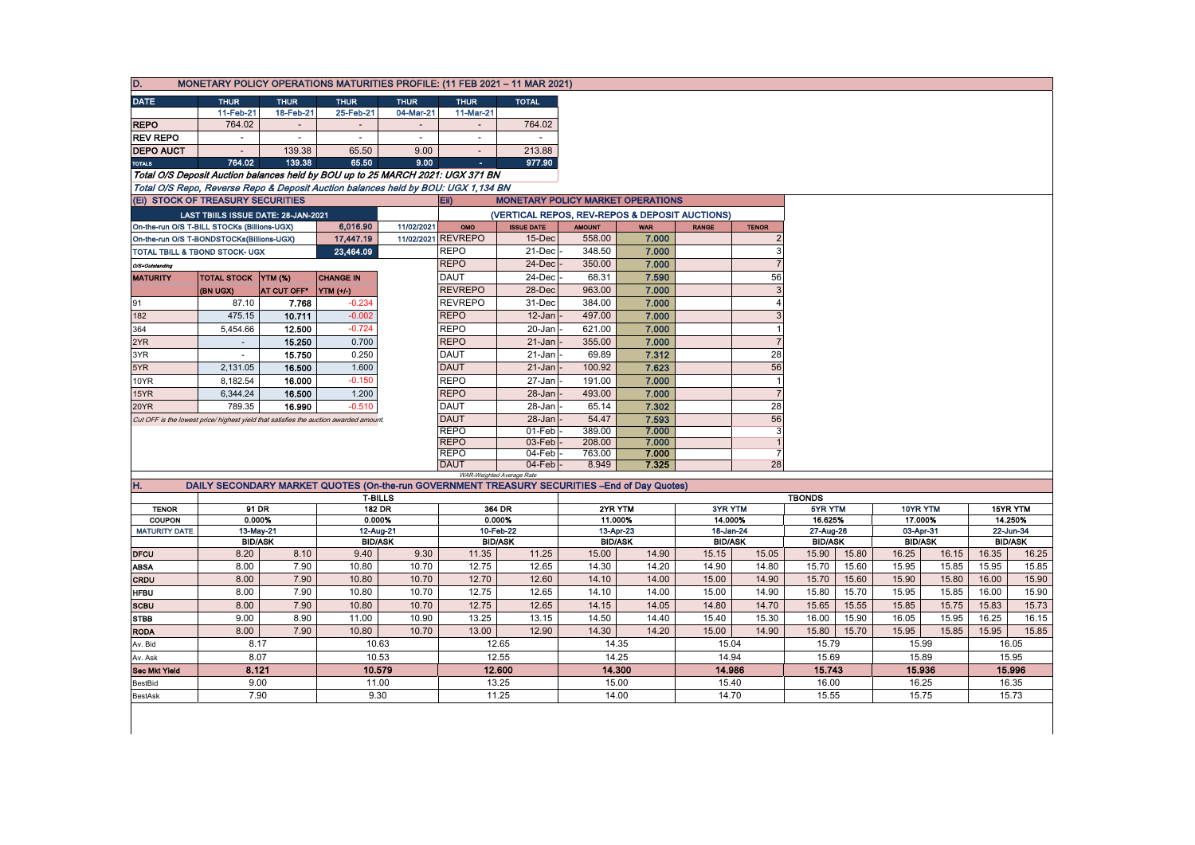## D. MONETARY POLICY OPERATIONS MATURITIES PROFILE: (11 FEB 2021 – 11 MAR 2021)

| DATE | THUR | THUR | THUR | THUR | THUR | TOTAL |
|---|---|---|---|---|---|---|
| | 11-Feb-21 | 18-Feb-21 | 25-Feb-21 | 04-Mar-21 | 11-Mar-21 | |
| REPO | 764.02 | - | - | - | - | 764.02 |
| REV REPO | - | - | - | - | - | - |
| DEPO AUCT | - | 139.38 | 65.50 | 9.00 | - | 213.88 |
| TOTALS | 764.02 | 139.38 | 65.50 | 9.00 | - | 977.90 |

*Total O/S Deposit Auction balances held by BOU up to 25 MARCH 2021: UGX 371 BN*

*Total O/S Repo, Reverse Repo & Deposit Auction balances held by BOU: UGX 1,134 BN*

## (Ei) STOCK OF TREASURY SECURITIES

| LAST TBIILS ISSUE DATE: 28-JAN-2021 | | | |
|---|---|---|---|
| On-the-run O/S T-BILL STOCKs (Billions-UGX) | | 6,016.90 | 11/02/2021 |
| On-the-run O/S T-BONDSTOCKs(Billions-UGX) | | 17,447.19 | 11/02/2021 |
| TOTAL TBILL & TBOND STOCK- UGX | | 23,464.09 | |

O/S=Outstanding

| MATURITY | TOTAL STOCK (BN UGX) | YTM (%) AT CUT OFF* | CHANGE IN YTM (+/-) |
|---|---|---|---|
| 91 | 87.10 | 7.768 | -0.234 |
| 182 | 475.15 | 10.711 | -0.002 |
| 364 | 5,454.66 | 12.500 | -0.724 |
| 2YR | - | 15.250 | 0.700 |
| 3YR | - | 15.750 | 0.250 |
| 5YR | 2,131.05 | 16.500 | 1.600 |
| 10YR | 8,182.54 | 16.000 | -0.150 |
| 15YR | 6,344.24 | 16.500 | 1.200 |
| 20YR | 789.35 | 16.990 | -0.510 |

Cut OFF is the lowest price/ highest yield that satisfies the auction awarded amount.

## Eii) MONETARY POLICY MARKET OPERATIONS

(VERTICAL REPOS, REV-REPOS & DEPOSIT AUCTIONS)

| OMO | ISSUE DATE | AMOUNT | WAR | RANGE | TENOR |
|---|---|---|---|---|---|
| REVREPO | 15-Dec | 558.00 | 7.000 | | 2 |
| REPO | 21-Dec | 348.50 | 7.000 | | 3 |
| REPO | 24-Dec | 350.00 | 7.000 | | 7 |
| DAUT | 24-Dec | 68.31 | 7.590 | | 56 |
| REVREPO | 28-Dec | 963.00 | 7.000 | | 3 |
| REVREPO | 31-Dec | 384.00 | 7.000 | | 4 |
| REPO | 12-Jan | 497.00 | 7.000 | | 3 |
| REPO | 20-Jan | 621.00 | 7.000 | | 1 |
| REPO | 21-Jan | 355.00 | 7.000 | | 7 |
| DAUT | 21-Jan | 69.89 | 7.312 | | 28 |
| DAUT | 21-Jan | 100.92 | 7.623 | | 56 |
| REPO | 27-Jan | 191.00 | 7.000 | | 1 |
| REPO | 28-Jan | 493.00 | 7.000 | | 7 |
| DAUT | 28-Jan | 65.14 | 7.302 | | 28 |
| DAUT | 28-Jan | 54.47 | 7.593 | | 56 |
| REPO | 01-Feb | 389.00 | 7.000 | | 3 |
| REPO | 03-Feb | 208.00 | 7.000 | | 1 |
| REPO | 04-Feb | 763.00 | 7.000 | | 7 |
| DAUT | 04-Feb | 8.949 | 7.325 | | 28 |

WAR-Weighted Average Rate

## H. DAILY SECONDARY MARKET QUOTES (On-the-run GOVERNMENT TREASURY SECURITIES –End of Day Quotes)

| | T-BILLS | | | | | | TBONDS | | | | | | | | | |
|---|---|---|---|---|---|---|---|---|---|---|---|---|---|---|---|---|
| TENOR | 91 DR | | 182 DR | | 364 DR | | 2YR YTM | | 3YR YTM | | 5YR YTM | | 10YR YTM | | 15YR YTM | |
| COUPON | 0.000% | | 0.000% | | 0.000% | | 11.000% | | 14.000% | | 16.625% | | 17.000% | | 14.250% | |
| MATURITY DATE | 13-May-21 | | 12-Aug-21 | | 10-Feb-22 | | 13-Apr-23 | | 18-Jan-24 | | 27-Aug-26 | | 03-Apr-31 | | 22-Jun-34 | |
| | BID/ASK | | BID/ASK | | BID/ASK | | BID/ASK | | BID/ASK | | BID/ASK | | BID/ASK | | BID/ASK | |
| DFCU | 8.20 | 8.10 | 9.40 | 9.30 | 11.35 | 11.25 | 15.00 | 14.90 | 15.15 | 15.05 | 15.90 | 15.80 | 16.25 | 16.15 | 16.35 | 16.25 |
| ABSA | 8.00 | 7.90 | 10.80 | 10.70 | 12.75 | 12.65 | 14.30 | 14.20 | 14.90 | 14.80 | 15.70 | 15.60 | 15.95 | 15.85 | 15.95 | 15.85 |
| CRDU | 8.00 | 7.90 | 10.80 | 10.70 | 12.70 | 12.60 | 14.10 | 14.00 | 15.00 | 14.90 | 15.70 | 15.60 | 15.90 | 15.80 | 16.00 | 15.90 |
| HFBU | 8.00 | 7.90 | 10.80 | 10.70 | 12.75 | 12.65 | 14.10 | 14.00 | 15.00 | 14.90 | 15.80 | 15.70 | 15.95 | 15.85 | 16.00 | 15.90 |
| SCBU | 8.00 | 7.90 | 10.80 | 10.70 | 12.75 | 12.65 | 14.15 | 14.05 | 14.80 | 14.70 | 15.65 | 15.55 | 15.85 | 15.75 | 15.83 | 15.73 |
| STBB | 9.00 | 8.90 | 11.00 | 10.90 | 13.25 | 13.15 | 14.50 | 14.40 | 15.40 | 15.30 | 16.00 | 15.90 | 16.05 | 15.95 | 16.25 | 16.15 |
| RODA | 8.00 | 7.90 | 10.80 | 10.70 | 13.00 | 12.90 | 14.30 | 14.20 | 15.00 | 14.90 | 15.80 | 15.70 | 15.95 | 15.85 | 15.95 | 15.85 |
| Av. Bid | 8.17 | | 10.63 | | 12.65 | | 14.35 | | 15.04 | | 15.79 | | 15.99 | | 16.05 | |
| Av. Ask | 8.07 | | 10.53 | | 12.55 | | 14.25 | | 14.94 | | 15.69 | | 15.89 | | 15.95 | |
| Sec Mkt Yield | 8.121 | | 10.579 | | 12.600 | | 14.300 | | 14.986 | | 15.743 | | 15.936 | | 15.996 | |
| BestBid | 9.00 | | 11.00 | | 13.25 | | 15.00 | | 15.40 | | 16.00 | | 16.25 | | 16.35 | |
| BestAsk | 7.90 | | 9.30 | | 11.25 | | 14.00 | | 14.70 | | 15.55 | | 15.75 | | 15.73 | |